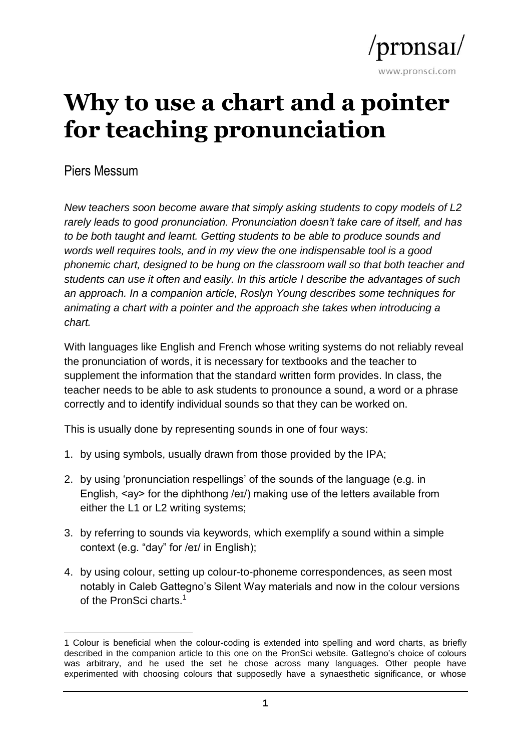# Why to use a chart and a pointer for teaching pronunciation

Piers Messum

*New teachers soon become aware that simply asking students to copy models of L2 rarely leads to good pronunciation. Pronunciation doesn't take care of itself, and has to be both taught and learnt. Getting students to be able to produce sounds and words well requires tools, and in my view the one indispensable tool is a good phonemic chart, designed to be hung on the classroom wall so that both teacher and students can use it often and easily. In this article I describe the advantages of such an approach. In a companion article, Roslyn Young describes some techniques for animating a chart with a pointer and the approach she takes when introducing a chart.*

With languages like English and French whose writing systems do not reliably reveal the pronunciation of words, it is necessary for textbooks and the teacher to supplement the information that the standard written form provides. In class, the teacher needs to be able to ask students to pronounce a sound, a word or a phrase correctly and to identify individual sounds so that they can be worked on.

This is usually done by representing sounds in one of four ways:

1. by using symbols, usually drawn from those provided by the IPA;
2. by using 'pronunciation respellings' of the sounds of the language (e.g. in English, <ay> for the diphthong /eɪ/) making use of the letters available from either the L1 or L2 writing systems;
3. by referring to sounds via keywords, which exemplify a sound within a simple context (e.g. "day" for /eɪ/ in English);
4. by using colour, setting up colour-to-phoneme correspondences, as seen most notably in Caleb Gattegno's Silent Way materials and now in the colour versions of the PronSci charts.[1]

---

[1] Colour is beneficial when the colour-coding is extended into spelling and word charts, as briefly described in the companion article to this one on the PronSci website. Gattegno's choice of colours was arbitrary, and he used the set he chose across many languages. Other people have experimented with choosing colours that supposedly have a synaesthetic significance, or whose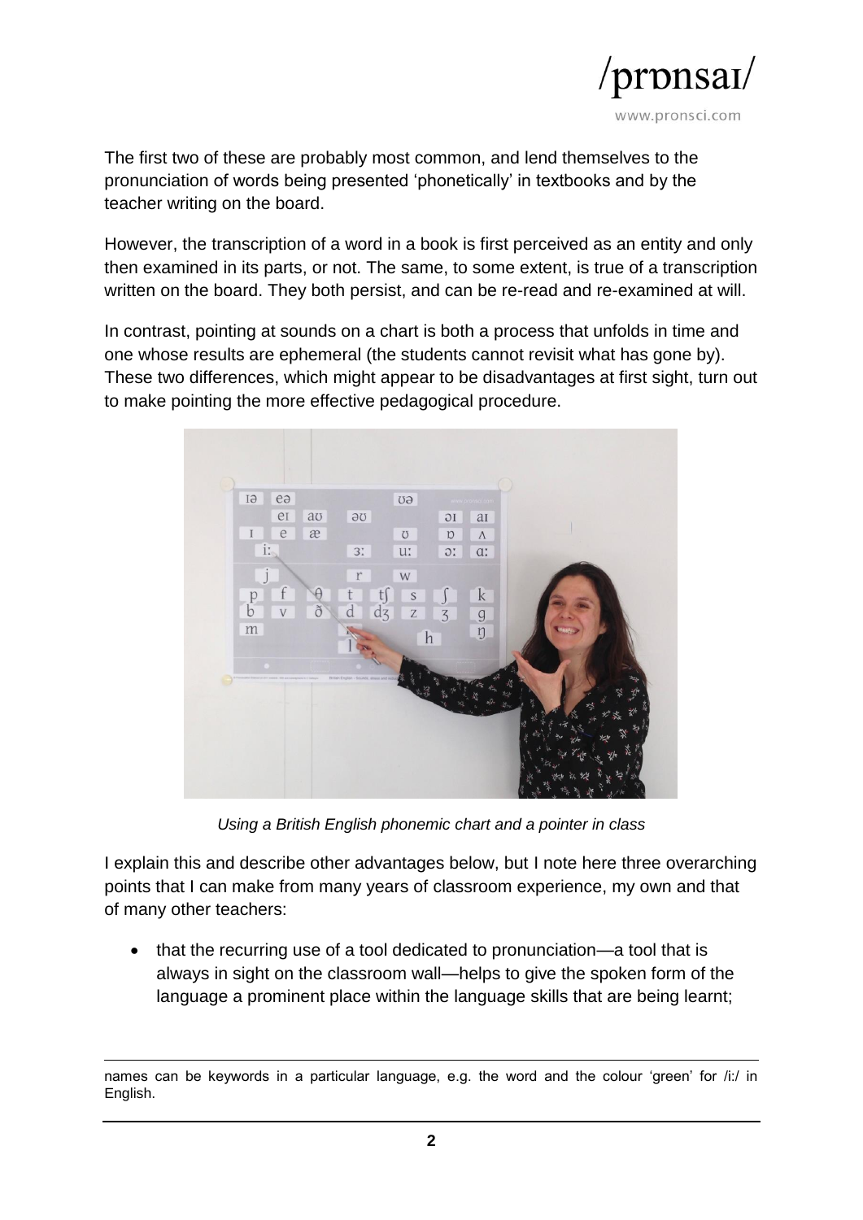The first two of these are probably most common, and lend themselves to the pronunciation of words being presented 'phonetically' in textbooks and by the teacher writing on the board.

However, the transcription of a word in a book is first perceived as an entity and only then examined in its parts, or not. The same, to some extent, is true of a transcription written on the board. They both persist, and can be re-read and re-examined at will.

In contrast, pointing at sounds on a chart is both a process that unfolds in time and one whose results are ephemeral (the students cannot revisit what has gone by). These two differences, which might appear to be disadvantages at first sight, turn out to make pointing the more effective pedagogical procedure.

*Using a British English phonemic chart and a pointer in class*

I explain this and describe other advantages below, but I note here three overarching points that I can make from many years of classroom experience, my own and that of many other teachers:

- that the recurring use of a tool dedicated to pronunciation—a tool that is always in sight on the classroom wall—helps to give the spoken form of the language a prominent place within the language skills that are being learnt;

---

names can be keywords in a particular language, e.g. the word and the colour 'green' for /iː/ in English.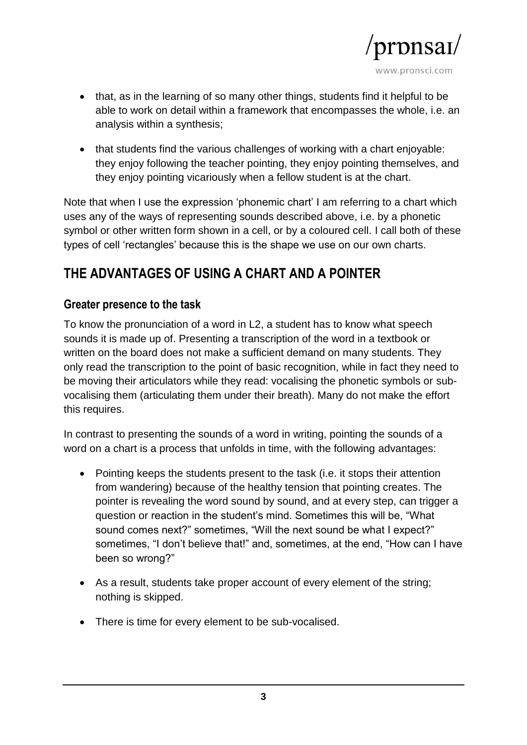- that, as in the learning of so many other things, students find it helpful to be able to work on detail within a framework that encompasses the whole, i.e. an analysis within a synthesis;

- that students find the various challenges of working with a chart enjoyable: they enjoy following the teacher pointing, they enjoy pointing themselves, and they enjoy pointing vicariously when a fellow student is at the chart.

Note that when I use the expression 'phonemic chart' I am referring to a chart which uses any of the ways of representing sounds described above, i.e. by a phonetic symbol or other written form shown in a cell, or by a coloured cell. I call both of these types of cell 'rectangles' because this is the shape we use on our own charts.

## THE ADVANTAGES OF USING A CHART AND A POINTER

### Greater presence to the task

To know the pronunciation of a word in L2, a student has to know what speech sounds it is made up of. Presenting a transcription of the word in a textbook or written on the board does not make a sufficient demand on many students. They only read the transcription to the point of basic recognition, while in fact they need to be moving their articulators while they read: vocalising the phonetic symbols or sub-vocalising them (articulating them under their breath). Many do not make the effort this requires.

In contrast to presenting the sounds of a word in writing, pointing the sounds of a word on a chart is a process that unfolds in time, with the following advantages:

- Pointing keeps the students present to the task (i.e. it stops their attention from wandering) because of the healthy tension that pointing creates. The pointer is revealing the word sound by sound, and at every step, can trigger a question or reaction in the student's mind. Sometimes this will be, "What sound comes next?" sometimes, "Will the next sound be what I expect?" sometimes, "I don't believe that!" and, sometimes, at the end, "How can I have been so wrong?"

- As a result, students take proper account of every element of the string; nothing is skipped.

- There is time for every element to be sub-vocalised.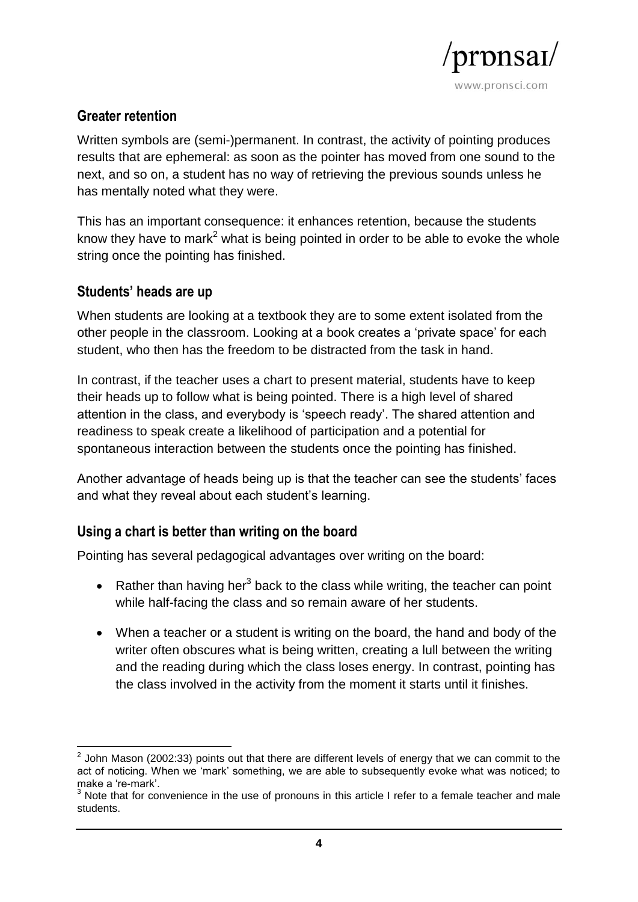## Greater retention

Written symbols are (semi-)permanent. In contrast, the activity of pointing produces results that are ephemeral: as soon as the pointer has moved from one sound to the next, and so on, a student has no way of retrieving the previous sounds unless he has mentally noted what they were.

This has an important consequence: it enhances retention, because the students know they have to mark[2] what is being pointed in order to be able to evoke the whole string once the pointing has finished.

## Students' heads are up

When students are looking at a textbook they are to some extent isolated from the other people in the classroom. Looking at a book creates a 'private space' for each student, who then has the freedom to be distracted from the task in hand.

In contrast, if the teacher uses a chart to present material, students have to keep their heads up to follow what is being pointed. There is a high level of shared attention in the class, and everybody is 'speech ready'. The shared attention and readiness to speak create a likelihood of participation and a potential for spontaneous interaction between the students once the pointing has finished.

Another advantage of heads being up is that the teacher can see the students' faces and what they reveal about each student's learning.

## Using a chart is better than writing on the board

Pointing has several pedagogical advantages over writing on the board:

- Rather than having her[3] back to the class while writing, the teacher can point while half-facing the class and so remain aware of her students.
- When a teacher or a student is writing on the board, the hand and body of the writer often obscures what is being written, creating a lull between the writing and the reading during which the class loses energy. In contrast, pointing has the class involved in the activity from the moment it starts until it finishes.

---

[2] John Mason (2002:33) points out that there are different levels of energy that we can commit to the act of noticing. When we 'mark' something, we are able to subsequently evoke what was noticed; to make a 're-mark'.

[3] Note that for convenience in the use of pronouns in this article I refer to a female teacher and male students.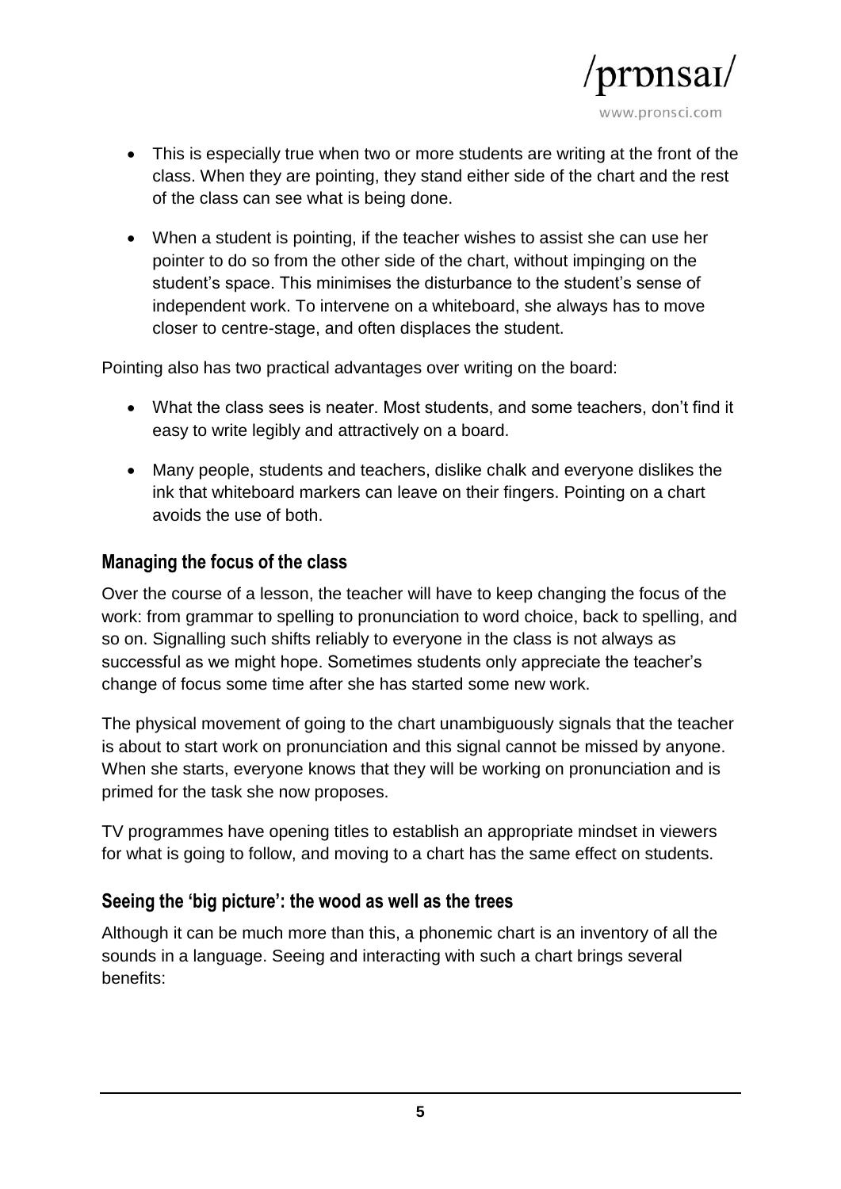- This is especially true when two or more students are writing at the front of the class. When they are pointing, they stand either side of the chart and the rest of the class can see what is being done.

- When a student is pointing, if the teacher wishes to assist she can use her pointer to do so from the other side of the chart, without impinging on the student's space. This minimises the disturbance to the student's sense of independent work. To intervene on a whiteboard, she always has to move closer to centre-stage, and often displaces the student.

Pointing also has two practical advantages over writing on the board:

- What the class sees is neater. Most students, and some teachers, don't find it easy to write legibly and attractively on a board.

- Many people, students and teachers, dislike chalk and everyone dislikes the ink that whiteboard markers can leave on their fingers. Pointing on a chart avoids the use of both.

## Managing the focus of the class

Over the course of a lesson, the teacher will have to keep changing the focus of the work: from grammar to spelling to pronunciation to word choice, back to spelling, and so on. Signalling such shifts reliably to everyone in the class is not always as successful as we might hope. Sometimes students only appreciate the teacher's change of focus some time after she has started some new work.

The physical movement of going to the chart unambiguously signals that the teacher is about to start work on pronunciation and this signal cannot be missed by anyone. When she starts, everyone knows that they will be working on pronunciation and is primed for the task she now proposes.

TV programmes have opening titles to establish an appropriate mindset in viewers for what is going to follow, and moving to a chart has the same effect on students.

## Seeing the 'big picture': the wood as well as the trees

Although it can be much more than this, a phonemic chart is an inventory of all the sounds in a language. Seeing and interacting with such a chart brings several benefits: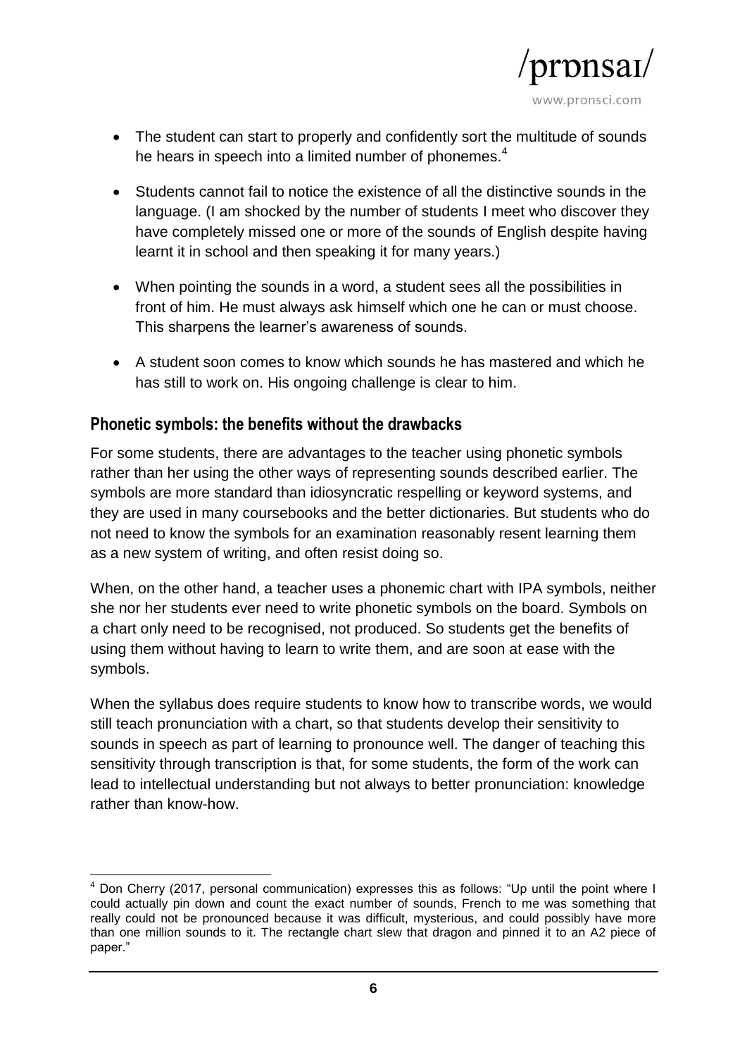- The student can start to properly and confidently sort the multitude of sounds he hears in speech into a limited number of phonemes.[4]

- Students cannot fail to notice the existence of all the distinctive sounds in the language. (I am shocked by the number of students I meet who discover they have completely missed one or more of the sounds of English despite having learnt it in school and then speaking it for many years.)

- When pointing the sounds in a word, a student sees all the possibilities in front of him. He must always ask himself which one he can or must choose. This sharpens the learner's awareness of sounds.

- A student soon comes to know which sounds he has mastered and which he has still to work on. His ongoing challenge is clear to him.

## Phonetic symbols: the benefits without the drawbacks

For some students, there are advantages to the teacher using phonetic symbols rather than her using the other ways of representing sounds described earlier. The symbols are more standard than idiosyncratic respelling or keyword systems, and they are used in many coursebooks and the better dictionaries. But students who do not need to know the symbols for an examination reasonably resent learning them as a new system of writing, and often resist doing so.

When, on the other hand, a teacher uses a phonemic chart with IPA symbols, neither she nor her students ever need to write phonetic symbols on the board. Symbols on a chart only need to be recognised, not produced. So students get the benefits of using them without having to learn to write them, and are soon at ease with the symbols.

When the syllabus does require students to know how to transcribe words, we would still teach pronunciation with a chart, so that students develop their sensitivity to sounds in speech as part of learning to pronounce well. The danger of teaching this sensitivity through transcription is that, for some students, the form of the work can lead to intellectual understanding but not always to better pronunciation: knowledge rather than know-how.

---

[4] Don Cherry (2017, personal communication) expresses this as follows: "Up until the point where I could actually pin down and count the exact number of sounds, French to me was something that really could not be pronounced because it was difficult, mysterious, and could possibly have more than one million sounds to it. The rectangle chart slew that dragon and pinned it to an A2 piece of paper."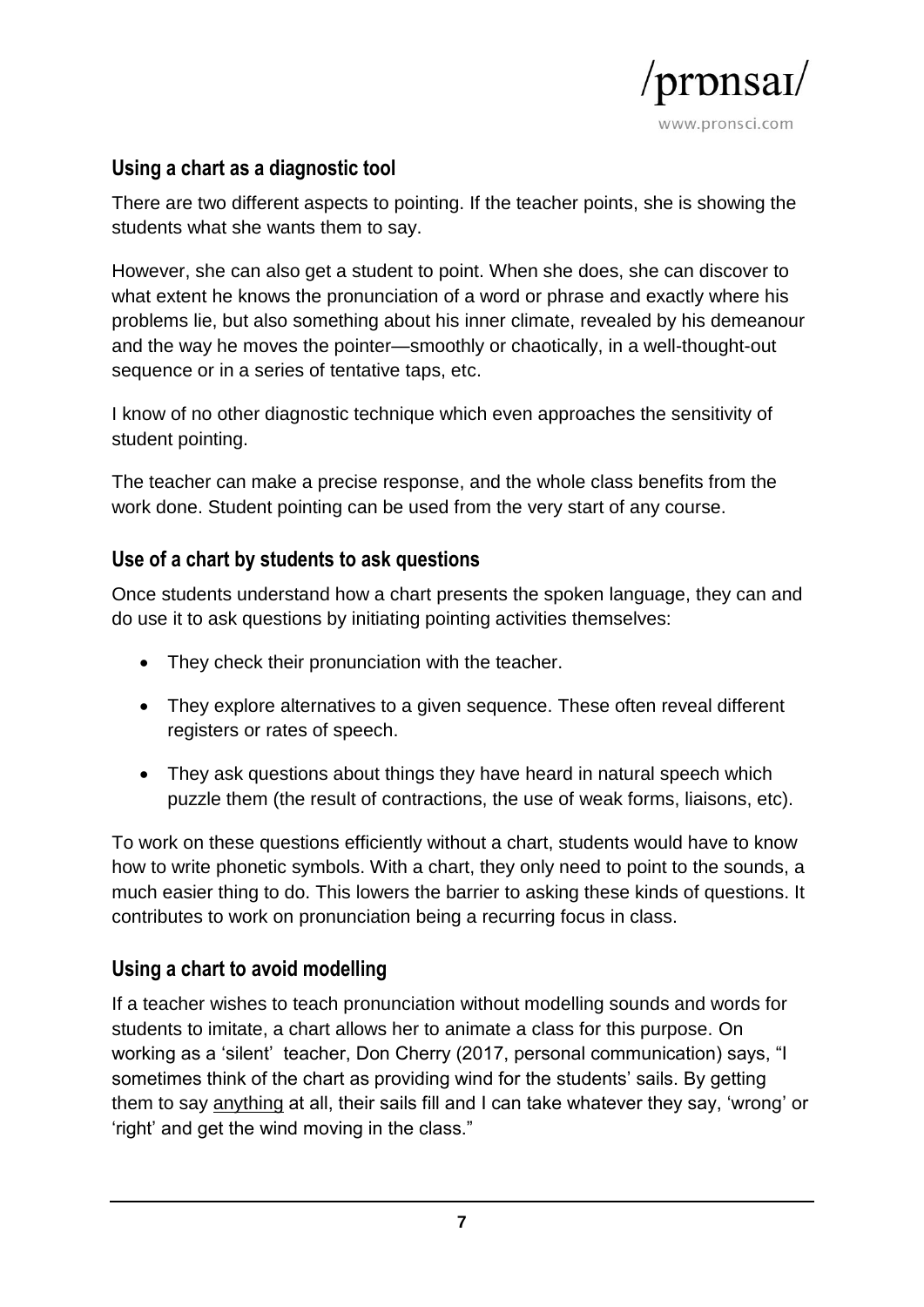## Using a chart as a diagnostic tool

There are two different aspects to pointing. If the teacher points, she is showing the students what she wants them to say.

However, she can also get a student to point. When she does, she can discover to what extent he knows the pronunciation of a word or phrase and exactly where his problems lie, but also something about his inner climate, revealed by his demeanour and the way he moves the pointer—smoothly or chaotically, in a well-thought-out sequence or in a series of tentative taps, etc.

I know of no other diagnostic technique which even approaches the sensitivity of student pointing.

The teacher can make a precise response, and the whole class benefits from the work done. Student pointing can be used from the very start of any course.

## Use of a chart by students to ask questions

Once students understand how a chart presents the spoken language, they can and do use it to ask questions by initiating pointing activities themselves:

- They check their pronunciation with the teacher.
- They explore alternatives to a given sequence. These often reveal different registers or rates of speech.
- They ask questions about things they have heard in natural speech which puzzle them (the result of contractions, the use of weak forms, liaisons, etc).

To work on these questions efficiently without a chart, students would have to know how to write phonetic symbols. With a chart, they only need to point to the sounds, a much easier thing to do. This lowers the barrier to asking these kinds of questions. It contributes to work on pronunciation being a recurring focus in class.

## Using a chart to avoid modelling

If a teacher wishes to teach pronunciation without modelling sounds and words for students to imitate, a chart allows her to animate a class for this purpose. On working as a 'silent' teacher, Don Cherry (2017, personal communication) says, "I sometimes think of the chart as providing wind for the students' sails. By getting them to say <u>anything</u> at all, their sails fill and I can take whatever they say, 'wrong' or 'right' and get the wind moving in the class."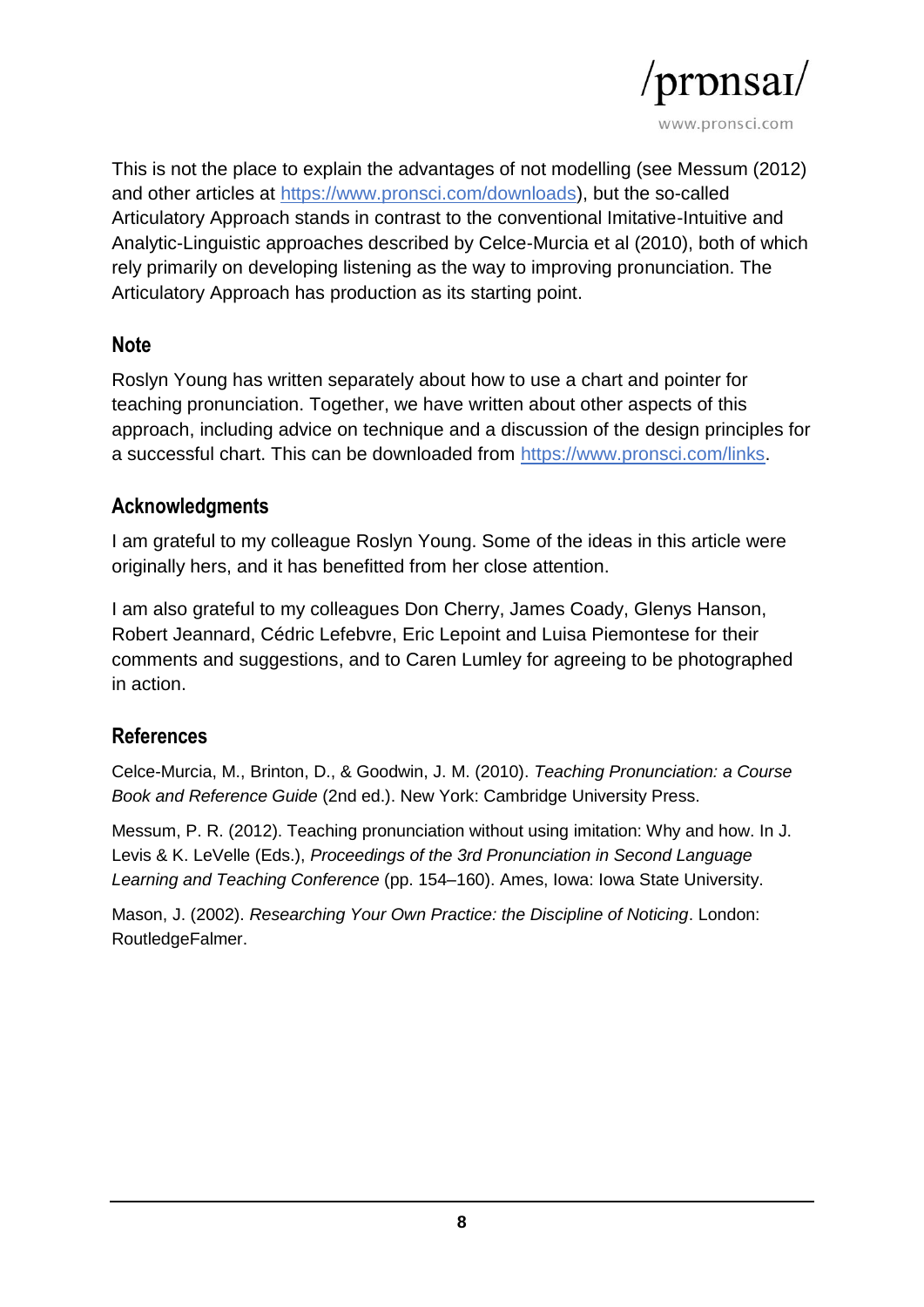This is not the place to explain the advantages of not modelling (see Messum (2012) and other articles at https://www.pronsci.com/downloads), but the so-called Articulatory Approach stands in contrast to the conventional Imitative-Intuitive and Analytic-Linguistic approaches described by Celce-Murcia et al (2010), both of which rely primarily on developing listening as the way to improving pronunciation. The Articulatory Approach has production as its starting point.

## Note

Roslyn Young has written separately about how to use a chart and pointer for teaching pronunciation. Together, we have written about other aspects of this approach, including advice on technique and a discussion of the design principles for a successful chart. This can be downloaded from https://www.pronsci.com/links.

## Acknowledgments

I am grateful to my colleague Roslyn Young. Some of the ideas in this article were originally hers, and it has benefitted from her close attention.

I am also grateful to my colleagues Don Cherry, James Coady, Glenys Hanson, Robert Jeannard, Cédric Lefebvre, Eric Lepoint and Luisa Piemontese for their comments and suggestions, and to Caren Lumley for agreeing to be photographed in action.

## References

Celce-Murcia, M., Brinton, D., & Goodwin, J. M. (2010). *Teaching Pronunciation: a Course Book and Reference Guide* (2nd ed.). New York: Cambridge University Press.

Messum, P. R. (2012). Teaching pronunciation without using imitation: Why and how. In J. Levis & K. LeVelle (Eds.), *Proceedings of the 3rd Pronunciation in Second Language Learning and Teaching Conference* (pp. 154–160). Ames, Iowa: Iowa State University.

Mason, J. (2002). *Researching Your Own Practice: the Discipline of Noticing*. London: RoutledgeFalmer.